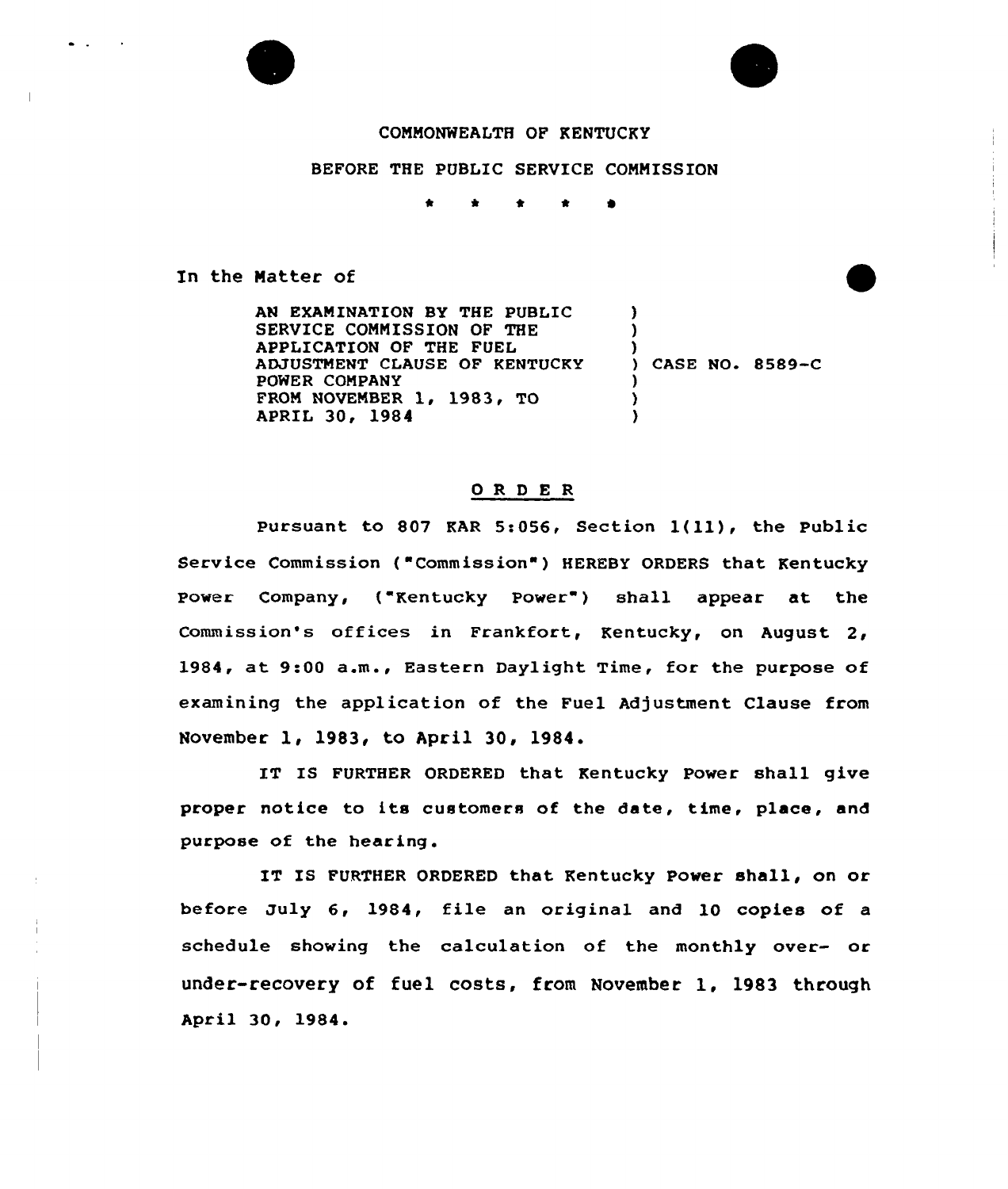COMMONWEALTH OF KENTUCKY

BEFORE THE PUBLIC SERVICE COMMISSION

\* \* \* \* \*

In the Matter of

AN EXAMINATION BY THE PUBLIC SERVICE COMMISSION OF THE APPLICATION OF THE FUEL ADJUSTMENT CLAUSE OF KENTUCKY POWER COMPANY FROM NOVEMBER 1, 1983, TO APRIL 30, 1984 ) CASE NO. 8589-C

## O R D E R

Pursuant to 807 KAR 5:056, Section 1(11), the Public Service Commission ("Commission") HEREBY ORDERS that Kentucky Power Company, ("Kentucky Power") shall appear at the Commission's offices in Frankfort, Kentucky, on August 2, 1984, at 9:00 a.m., Eastern Daylight Time, for the purpose of examining the application of the Fuel Adjustment Clause from November 1, 1983, to April 30, 1984.

IT IS FURTHER ORDERED that Kentucky Power shall give proper notice to its customers of the date, time, place, and purpose of the hearing.

IT IS FURTHER ORDERED that Kentucky Power shall, on or before July 6, 1984, file an original and 10 copies of a schedule showing the calculation of the monthly over- or under-recovery of fuel costs, from November 1, 1983 through April 30, 1984.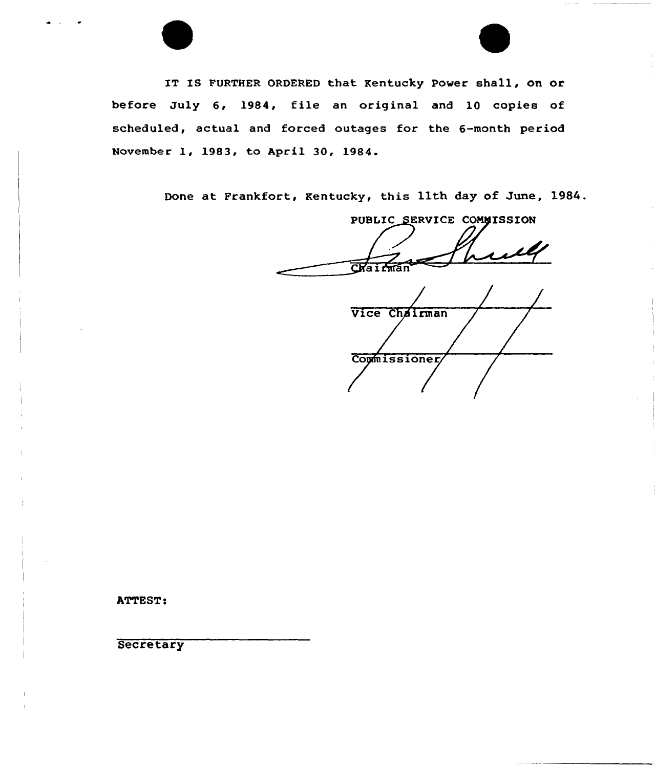IT IS FURTHER ORDERED that Kentucky Power shall, on or before July 6, 1984, file an original and 10 copies of scheduled, actual and forced outages for the 6-month period November 1, 1983, to April 30, 1984.

Done at Frankfort, Kentucky, this 11th day of June, 1984.

PUBLIC SERVICE COMMISSION

Chairman

Vice Chairman

Commissioner

ATTEST:

Secretary